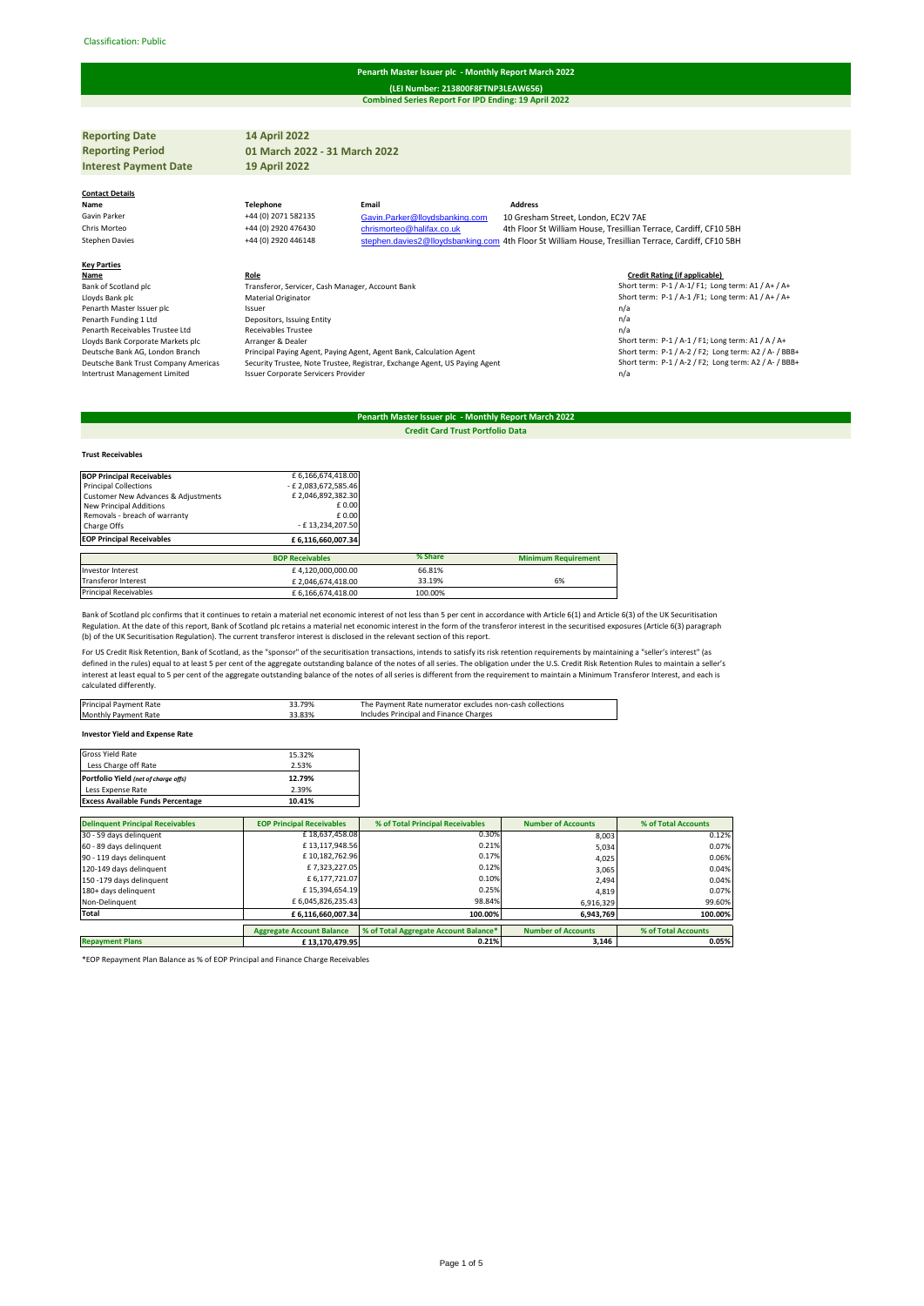Classification: Public

# Penarth Master Issuer plc - Monthly Report March 2022

**(LEI Number: 213800F8FTNP3LEAW656)**

**Combined Series Report For IPD Ending: 19 April 2022**

| | |
|---|---|
| **Reporting Date** | **14 April 2022** |
| **Reporting Period** | **01 March 2022 - 31 March 2022** |
| **Interest Payment Date** | **19 April 2022** |

**Contact Details**

| Name | Telephone | Email | Address |
|---|---|---|---|
| Gavin Parker | +44 (0) 2071 582135 | Gavin.Parker@lloydsbanking.com | 10 Gresham Street, London, EC2V 7AE |
| Chris Morteo | +44 (0) 2920 476430 | chrismorteo@halifax.co.uk | 4th Floor St William House, Tresillian Terrace, Cardiff, CF10 5BH |
| Stephen Davies | +44 (0) 2920 446148 | stephen.davies2@lloydsbanking.com | 4th Floor St William House, Tresillian Terrace, Cardiff, CF10 5BH |

**Key Parties**

| Name | Role | Credit Rating (if applicable) |
|---|---|---|
| Bank of Scotland plc | Transferor, Servicer, Cash Manager, Account Bank | Short term: P-1 / A-1/ F1; Long term: A1 / A+ / A+ |
| Lloyds Bank plc | Material Originator | Short term: P-1 / A-1 /F1; Long term: A1 / A+ / A+ |
| Penarth Master Issuer plc | Issuer | n/a |
| Penarth Funding 1 Ltd | Depositors, Issuing Entity | n/a |
| Penarth Receivables Trustee Ltd | Receivables Trustee | n/a |
| Lloyds Bank Corporate Markets plc | Arranger & Dealer | Short term: P-1 / A-1 / F1; Long term: A1 / A / A+ |
| Deutsche Bank AG, London Branch | Principal Paying Agent, Paying Agent, Agent Bank, Calculation Agent | Short term: P-1 / A-2 / F2; Long term: A2 / A- / BBB+ |
| Deutsche Bank Trust Company Americas | Security Trustee, Note Trustee, Registrar, Exchange Agent, US Paying Agent | Short term: P-1 / A-2 / F2; Long term: A2 / A- / BBB+ |
| Intertrust Management Limited | Issuer Corporate Servicers Provider | n/a |

## Penarth Master Issuer plc - Monthly Report March 2022

**Credit Card Trust Portfolio Data**

### Trust Receivables

| | |
|---|---|
| **BOP Principal Receivables** | £ 6,166,674,418.00 |
| Principal Collections | - £ 2,083,672,585.46 |
| Customer New Advances & Adjustments | £ 2,046,892,382.30 |
| New Principal Additions | £ 0.00 |
| Removals - breach of warranty | £ 0.00 |
| Charge Offs | - £ 13,234,207.50 |
| **EOP Principal Receivables** | **£ 6,116,660,007.34** |

| | BOP Receivables | % Share | Minimum Requirement |
|---|---|---|---|
| Investor Interest | £ 4,120,000,000.00 | 66.81% | |
| Transferor Interest | £ 2,046,674,418.00 | 33.19% | 6% |
| Principal Receivables | £ 6,166,674,418.00 | 100.00% | |

Bank of Scotland plc confirms that it continues to retain a material net economic interest of not less than 5 per cent in accordance with Article 6(1) and Article 6(3) of the UK Securitisation Regulation. At the date of this report, Bank of Scotland plc retains a material net economic interest in the form of the transferor interest in the securitised exposures (Article 6(3) paragraph (b) of the UK Securitisation Regulation). The current transferor interest is disclosed in the relevant section of this report.

For US Credit Risk Retention, Bank of Scotland, as the "sponsor" of the securitisation transactions, intends to satisfy its risk retention requirements by maintaining a "seller's interest" (as defined in the rules) equal to at least 5 per cent of the aggregate outstanding balance of the notes of all series. The obligation under the U.S. Credit Risk Retention Rules to maintain a seller's interest at least equal to 5 per cent of the aggregate outstanding balance of the notes of all series is different from the requirement to maintain a Minimum Transferor Interest, and each is calculated differently.

| | | |
|---|---|---|
| Principal Payment Rate | 33.79% | The Payment Rate numerator excludes non-cash collections |
| Monthly Payment Rate | 33.83% | Includes Principal and Finance Charges |

### Investor Yield and Expense Rate

| | |
|---|---|
| Gross Yield Rate | 15.32% |
| Less Charge off Rate | 2.53% |
| **Portfolio Yield** *(net of charge offs)* | **12.79%** |
| Less Expense Rate | 2.39% |
| **Excess Available Funds Percentage** | **10.41%** |

| Delinquent Principal Receivables | EOP Principal Receivables | % of Total Principal Receivables | Number of Accounts | % of Total Accounts |
|---|---|---|---|---|
| 30 - 59 days delinquent | £ 18,637,458.08 | 0.30% | 8,003 | 0.12% |
| 60 - 89 days delinquent | £ 13,117,948.56 | 0.21% | 5,034 | 0.07% |
| 90 - 119 days delinquent | £ 10,182,762.96 | 0.17% | 4,025 | 0.06% |
| 120-149 days delinquent | £ 7,323,227.05 | 0.12% | 3,065 | 0.04% |
| 150 -179 days delinquent | £ 6,177,721.07 | 0.10% | 2,494 | 0.04% |
| 180+ days delinquent | £ 15,394,654.19 | 0.25% | 4,819 | 0.07% |
| Non-Delinquent | £ 6,045,826,235.43 | 98.84% | 6,916,329 | 99.60% |
| **Total** | **£ 6,116,660,007.34** | **100.00%** | **6,943,769** | **100.00%** |

| | Aggregate Account Balance | % of Total Aggregate Account Balance* | Number of Accounts | % of Total Accounts |
|---|---|---|---|---|
| **Repayment Plans** | **£ 13,170,479.95** | **0.21%** | **3,146** | **0.05%** |

*EOP Repayment Plan Balance as % of EOP Principal and Finance Charge Receivables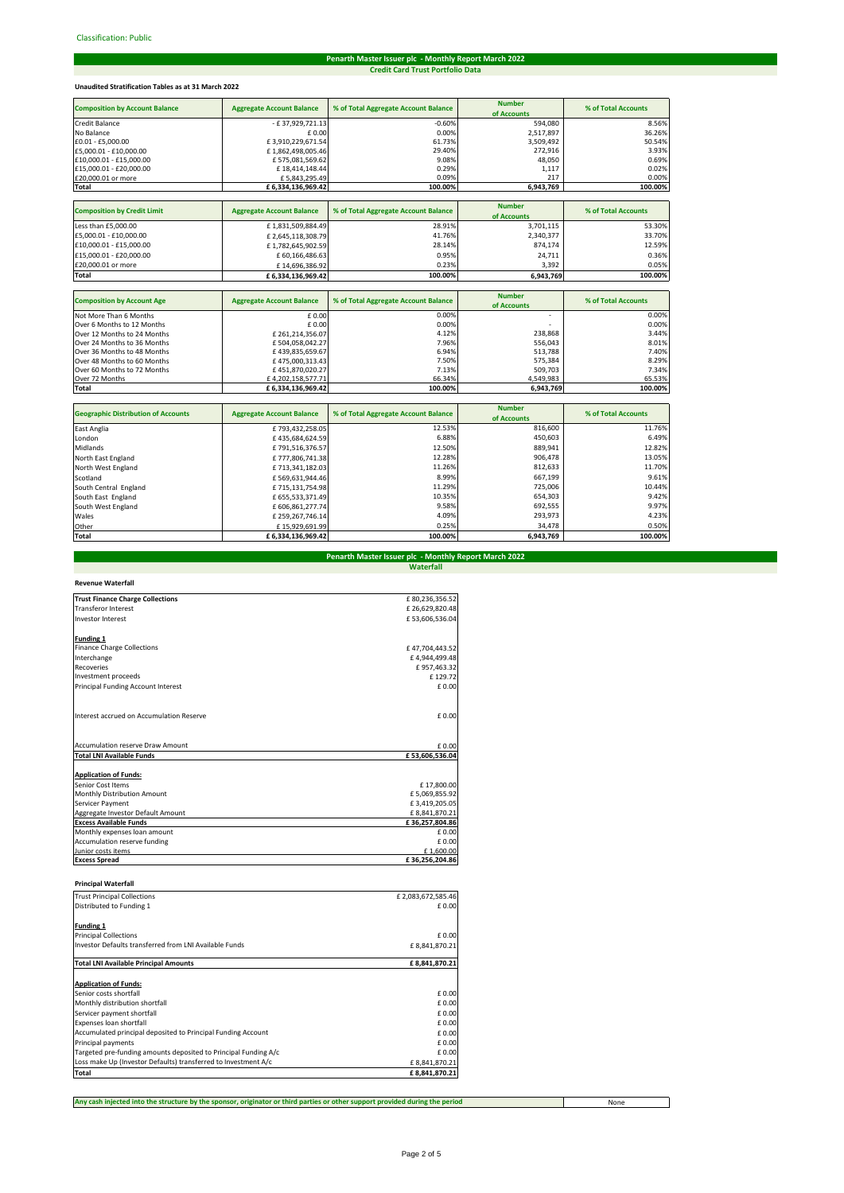Classification: Public

## Penarth Master Issuer plc - Monthly Report March 2022
### Credit Card Trust Portfolio Data

**Unaudited Stratification Tables as at 31 March 2022**

| Composition by Account Balance | Aggregate Account Balance | % of Total Aggregate Account Balance | Number of Accounts | % of Total Accounts |
|---|---|---|---|---|
| Credit Balance | - £ 37,929,721.13 | -0.60% | 594,080 | 8.56% |
| No Balance | £ 0.00 | 0.00% | 2,517,897 | 36.26% |
| £0.01 - £5,000.00 | £ 3,910,229,671.54 | 61.73% | 3,509,492 | 50.54% |
| £5,000.01 - £10,000.00 | £ 1,862,498,005.46 | 29.40% | 272,916 | 3.93% |
| £10,000.01 - £15,000.00 | £ 575,081,569.62 | 9.08% | 48,050 | 0.69% |
| £15,000.01 - £20,000.00 | £ 18,414,148.44 | 0.29% | 1,117 | 0.02% |
| £20,000.01 or more | £ 5,843,295.49 | 0.09% | 217 | 0.00% |
| **Total** | **£ 6,334,136,969.42** | **100.00%** | **6,943,769** | **100.00%** |

| Composition by Credit Limit | Aggregate Account Balance | % of Total Aggregate Account Balance | Number of Accounts | % of Total Accounts |
|---|---|---|---|---|
| Less than £5,000.00 | £ 1,831,509,884.49 | 28.91% | 3,701,115 | 53.30% |
| £5,000.01 - £10,000.00 | £ 2,645,118,308.79 | 41.76% | 2,340,377 | 33.70% |
| £10,000.01 - £15,000.00 | £ 1,782,645,902.59 | 28.14% | 874,174 | 12.59% |
| £15,000.01 - £20,000.00 | £ 60,166,486.63 | 0.95% | 24,711 | 0.36% |
| £20,000.01 or more | £ 14,696,386.92 | 0.23% | 3,392 | 0.05% |
| **Total** | **£ 6,334,136,969.42** | **100.00%** | **6,943,769** | **100.00%** |

| Composition by Account Age | Aggregate Account Balance | % of Total Aggregate Account Balance | Number of Accounts | % of Total Accounts |
|---|---|---|---|---|
| Not More Than 6 Months | £ 0.00 | 0.00% | - | 0.00% |
| Over 6 Months to 12 Months | £ 0.00 | 0.00% | - | 0.00% |
| Over 12 Months to 24 Months | £ 261,214,356.07 | 4.12% | 238,868 | 3.44% |
| Over 24 Months to 36 Months | £ 504,058,042.27 | 7.96% | 556,043 | 8.01% |
| Over 36 Months to 48 Months | £ 439,835,659.67 | 6.94% | 513,788 | 7.40% |
| Over 48 Months to 60 Months | £ 475,000,313.43 | 7.50% | 575,384 | 8.29% |
| Over 60 Months to 72 Months | £ 451,870,020.27 | 7.13% | 509,703 | 7.34% |
| Over 72 Months | £ 4,202,158,577.71 | 66.34% | 4,549,983 | 65.53% |
| **Total** | **£ 6,334,136,969.42** | **100.00%** | **6,943,769** | **100.00%** |

| Geographic Distribution of Accounts | Aggregate Account Balance | % of Total Aggregate Account Balance | Number of Accounts | % of Total Accounts |
|---|---|---|---|---|
| East Anglia | £ 793,432,258.05 | 12.53% | 816,600 | 11.76% |
| London | £ 435,684,624.59 | 6.88% | 450,603 | 6.49% |
| Midlands | £ 791,516,376.57 | 12.50% | 889,941 | 12.82% |
| North East England | £ 777,806,741.38 | 12.28% | 906,478 | 13.05% |
| North West England | £ 713,341,182.03 | 11.26% | 812,633 | 11.70% |
| Scotland | £ 569,631,944.46 | 8.99% | 667,199 | 9.61% |
| South Central England | £ 715,131,754.98 | 11.29% | 725,006 | 10.44% |
| South East England | £ 655,533,371.49 | 10.35% | 654,303 | 9.42% |
| South West England | £ 606,861,277.74 | 9.58% | 692,555 | 9.97% |
| Wales | £ 259,267,746.14 | 4.09% | 293,973 | 4.23% |
| Other | £ 15,929,691.99 | 0.25% | 34,478 | 0.50% |
| **Total** | **£ 6,334,136,969.42** | **100.00%** | **6,943,769** | **100.00%** |

## Penarth Master Issuer plc - Monthly Report March 2022
### Waterfall

**Revenue Waterfall**

| | |
|---|---|
| **Trust Finance Charge Collections** | £ 80,236,356.52 |
| Transferor Interest | £ 26,629,820.48 |
| Investor Interest | £ 53,606,536.04 |
| | |
| **Funding 1** | |
| Finance Charge Collections | £ 47,704,443.52 |
| Interchange | £ 4,944,499.48 |
| Recoveries | £ 957,463.32 |
| Investment proceeds | £ 129.72 |
| Principal Funding Account Interest | £ 0.00 |
| Interest accrued on Accumulation Reserve | £ 0.00 |
| Accumulation reserve Draw Amount | £ 0.00 |
| **Total LNI Available Funds** | **£ 53,606,536.04** |
| | |
| **Application of Funds:** | |
| Senior Cost Items | £ 17,800.00 |
| Monthly Distribution Amount | £ 5,069,855.92 |
| Servicer Payment | £ 3,419,205.05 |
| Aggregate Investor Default Amount | £ 8,841,870.21 |
| **Excess Available Funds** | **£ 36,257,804.86** |
| Monthly expenses loan amount | £ 0.00 |
| Accumulation reserve funding | £ 0.00 |
| Junior costs items | £ 1,600.00 |
| **Excess Spread** | **£ 36,256,204.86** |

**Principal Waterfall**

| | |
|---|---|
| Trust Principal Collections | £ 2,083,672,585.46 |
| Distributed to Funding 1 | £ 0.00 |
| | |
| **Funding 1** | |
| Principal Collections | £ 0.00 |
| Investor Defaults transferred from LNI Available Funds | £ 8,841,870.21 |
| **Total LNI Available Principal Amounts** | **£ 8,841,870.21** |
| | |
| **Application of Funds:** | |
| Senior costs shortfall | £ 0.00 |
| Monthly distribution shortfall | £ 0.00 |
| Servicer payment shortfall | £ 0.00 |
| Expenses loan shortfall | £ 0.00 |
| Accumulated principal deposited to Principal Funding Account | £ 0.00 |
| Principal payments | £ 0.00 |
| Targeted pre-funding amounts deposited to Principal Funding A/c | £ 0.00 |
| Loss make Up (Investor Defaults) transferred to Investment A/c | £ 8,841,870.21 |
| **Total** | **£ 8,841,870.21** |

| | |
|---|---|
| **Any cash injected into the structure by the sponsor, originator or third parties or other support provided during the period** | None |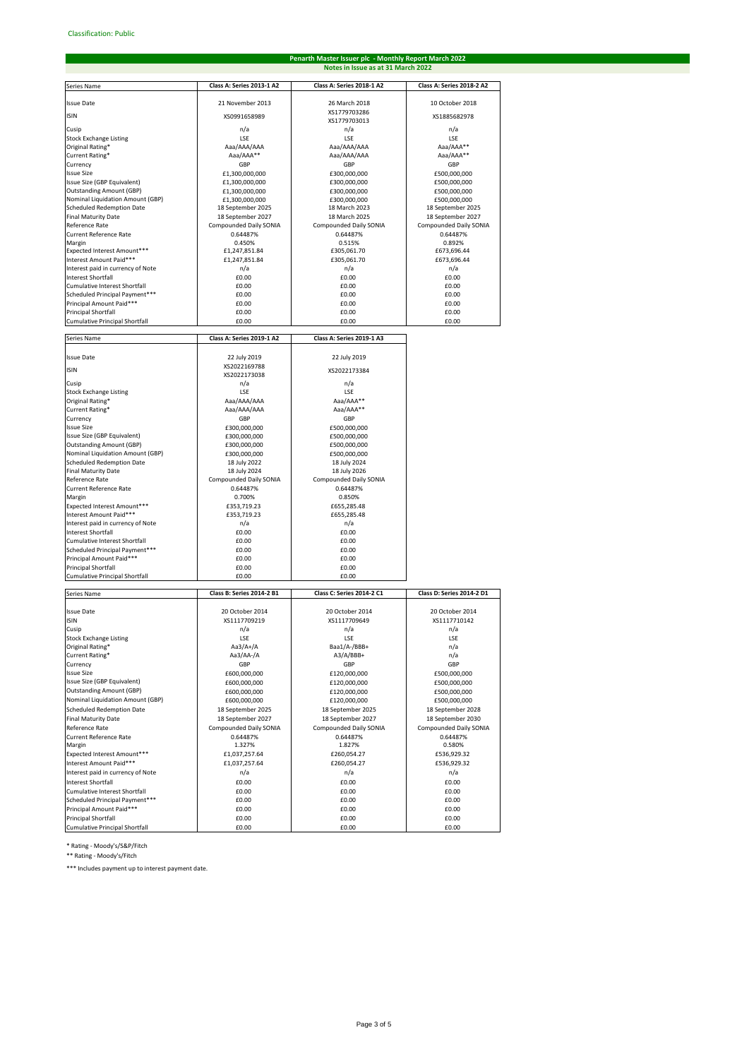Classification: Public

## Penarth Master Issuer plc - Monthly Report March 2022

### Notes in Issue as at 31 March 2022

| Series Name | Class A: Series 2013-1 A2 | Class A: Series 2018-1 A2 | Class A: Series 2018-2 A2 |
|---|---|---|---|
| Issue Date | 21 November 2013 | 26 March 2018 | 10 October 2018 |
| ISIN | XS0991658989 | XS1779703286 XS1779703013 | XS1885682978 |
| Cusip | n/a | n/a | n/a |
| Stock Exchange Listing | LSE | LSE | LSE |
| Original Rating* | Aaa/AAA/AAA | Aaa/AAA/AAA | Aaa/AAA** |
| Current Rating* | Aaa/AAA** | Aaa/AAA/AAA | Aaa/AAA** |
| Currency | GBP | GBP | GBP |
| Issue Size | £1,300,000,000 | £300,000,000 | £500,000,000 |
| Issue Size (GBP Equivalent) | £1,300,000,000 | £300,000,000 | £500,000,000 |
| Outstanding Amount (GBP) | £1,300,000,000 | £300,000,000 | £500,000,000 |
| Nominal Liquidation Amount (GBP) | £1,300,000,000 | £300,000,000 | £500,000,000 |
| Scheduled Redemption Date | 18 September 2025 | 18 March 2023 | 18 September 2025 |
| Final Maturity Date | 18 September 2027 | 18 March 2025 | 18 September 2027 |
| Reference Rate | Compounded Daily SONIA | Compounded Daily SONIA | Compounded Daily SONIA |
| Current Reference Rate | 0.64487% | 0.64487% | 0.64487% |
| Margin | 0.450% | 0.515% | 0.892% |
| Expected Interest Amount*** | £1,247,851.84 | £305,061.70 | £673,696.44 |
| Interest Amount Paid*** | £1,247,851.84 | £305,061.70 | £673,696.44 |
| Interest paid in currency of Note | n/a | n/a | n/a |
| Interest Shortfall | £0.00 | £0.00 | £0.00 |
| Cumulative Interest Shortfall | £0.00 | £0.00 | £0.00 |
| Scheduled Principal Payment*** | £0.00 | £0.00 | £0.00 |
| Principal Amount Paid*** | £0.00 | £0.00 | £0.00 |
| Principal Shortfall | £0.00 | £0.00 | £0.00 |
| Cumulative Principal Shortfall | £0.00 | £0.00 | £0.00 |

| Series Name | Class A: Series 2019-1 A2 | Class A: Series 2019-1 A3 |
|---|---|---|
| Issue Date | 22 July 2019 | 22 July 2019 |
| ISIN | XS2022169788 XS2022173038 | XS2022173384 |
| Cusip | n/a | n/a |
| Stock Exchange Listing | LSE | LSE |
| Original Rating* | Aaa/AAA/AAA | Aaa/AAA** |
| Current Rating* | Aaa/AAA/AAA | Aaa/AAA** |
| Currency | GBP | GBP |
| Issue Size | £300,000,000 | £500,000,000 |
| Issue Size (GBP Equivalent) | £300,000,000 | £500,000,000 |
| Outstanding Amount (GBP) | £300,000,000 | £500,000,000 |
| Nominal Liquidation Amount (GBP) | £300,000,000 | £500,000,000 |
| Scheduled Redemption Date | 18 July 2022 | 18 July 2024 |
| Final Maturity Date | 18 July 2024 | 18 July 2026 |
| Reference Rate | Compounded Daily SONIA | Compounded Daily SONIA |
| Current Reference Rate | 0.64487% | 0.64487% |
| Margin | 0.700% | 0.850% |
| Expected Interest Amount*** | £353,719.23 | £655,285.48 |
| Interest Amount Paid*** | £353,719.23 | £655,285.48 |
| Interest paid in currency of Note | n/a | n/a |
| Interest Shortfall | £0.00 | £0.00 |
| Cumulative Interest Shortfall | £0.00 | £0.00 |
| Scheduled Principal Payment*** | £0.00 | £0.00 |
| Principal Amount Paid*** | £0.00 | £0.00 |
| Principal Shortfall | £0.00 | £0.00 |
| Cumulative Principal Shortfall | £0.00 | £0.00 |

| Series Name | Class B: Series 2014-2 B1 | Class C: Series 2014-2 C1 | Class D: Series 2014-2 D1 |
|---|---|---|---|
| Issue Date | 20 October 2014 | 20 October 2014 | 20 October 2014 |
| ISIN | XS1117709219 | XS1117709649 | XS1117710142 |
| Cusip | n/a | n/a | n/a |
| Stock Exchange Listing | LSE | LSE | LSE |
| Original Rating* | Aa3/A+/A | Baa1/A-/BBB+ | n/a |
| Current Rating* | Aa3/AA-/A | A3/A/BBB+ | n/a |
| Currency | GBP | GBP | GBP |
| Issue Size | £600,000,000 | £120,000,000 | £500,000,000 |
| Issue Size (GBP Equivalent) | £600,000,000 | £120,000,000 | £500,000,000 |
| Outstanding Amount (GBP) | £600,000,000 | £120,000,000 | £500,000,000 |
| Nominal Liquidation Amount (GBP) | £600,000,000 | £120,000,000 | £500,000,000 |
| Scheduled Redemption Date | 18 September 2025 | 18 September 2025 | 18 September 2028 |
| Final Maturity Date | 18 September 2027 | 18 September 2027 | 18 September 2030 |
| Reference Rate | Compounded Daily SONIA | Compounded Daily SONIA | Compounded Daily SONIA |
| Current Reference Rate | 0.64487% | 0.64487% | 0.64487% |
| Margin | 1.327% | 1.827% | 0.580% |
| Expected Interest Amount*** | £1,037,257.64 | £260,054.27 | £536,929.32 |
| Interest Amount Paid*** | £1,037,257.64 | £260,054.27 | £536,929.32 |
| Interest paid in currency of Note | n/a | n/a | n/a |
| Interest Shortfall | £0.00 | £0.00 | £0.00 |
| Cumulative Interest Shortfall | £0.00 | £0.00 | £0.00 |
| Scheduled Principal Payment*** | £0.00 | £0.00 | £0.00 |
| Principal Amount Paid*** | £0.00 | £0.00 | £0.00 |
| Principal Shortfall | £0.00 | £0.00 | £0.00 |
| Cumulative Principal Shortfall | £0.00 | £0.00 | £0.00 |

* Rating - Moody's/S&P/Fitch

** Rating - Moody's/Fitch

*** Includes payment up to interest payment date.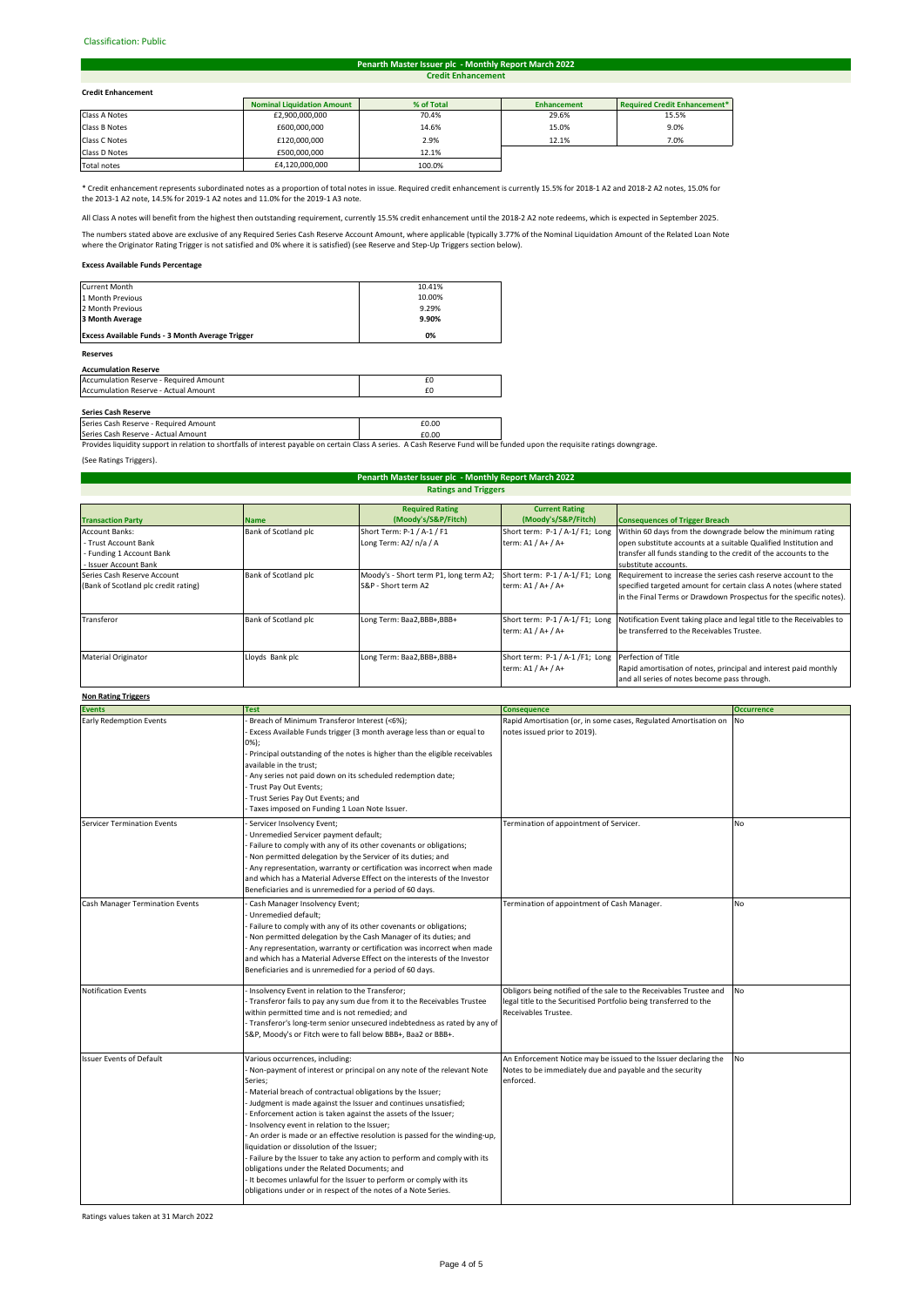Classification: Public

## Penarth Master Issuer plc - Monthly Report March 2022
### Credit Enhancement

**Credit Enhancement**

| | Nominal Liquidation Amount | % of Total | Enhancement | Required Credit Enhancement* |
|---|---|---|---|---|
| Class A Notes | £2,900,000,000 | 70.4% | 29.6% | 15.5% |
| Class B Notes | £600,000,000 | 14.6% | 15.0% | 9.0% |
| Class C Notes | £120,000,000 | 2.9% | 12.1% | 7.0% |
| Class D Notes | £500,000,000 | 12.1% | | |
| Total notes | £4,120,000,000 | 100.0% | | |

* Credit enhancement represents subordinated notes as a proportion of total notes in issue. Required credit enhancement is currently 15.5% for 2018-1 A2 and 2018-2 A2 notes, 15.0% for the 2013-1 A2 note, 14.5% for 2019-1 A2 notes and 11.0% for the 2019-1 A3 note.

All Class A notes will benefit from the highest then outstanding requirement, currently 15.5% credit enhancement until the 2018-2 A2 note redeems, which is expected in September 2025.

The numbers stated above are exclusive of any Required Series Cash Reserve Account Amount, where applicable (typically 3.77% of the Nominal Liquidation Amount of the Related Loan Note where the Originator Rating Trigger is not satisfied and 0% where it is satisfied) (see Reserve and Step-Up Triggers section below).

**Excess Available Funds Percentage**

| | |
|---|---|
| Current Month | 10.41% |
| 1 Month Previous | 10.00% |
| 2 Month Previous | 9.29% |
| **3 Month Average** | **9.90%** |
| **Excess Available Funds - 3 Month Average Trigger** | **0%** |

**Reserves**

**Accumulation Reserve**

| | |
|---|---|
| Accumulation Reserve - Required Amount | £0 |
| Accumulation Reserve - Actual Amount | £0 |

**Series Cash Reserve**

| | |
|---|---|
| Series Cash Reserve - Required Amount | £0.00 |
| Series Cash Reserve - Actual Amount | £0.00 |

Provides liquidity support in relation to shortfalls of interest payable on certain Class A series. A Cash Reserve Fund will be funded upon the requisite ratings downgrage.

(See Ratings Triggers).

## Penarth Master Issuer plc - Monthly Report March 2022
### Ratings and Triggers

| Transaction Party | Name | Required Rating (Moody's/S&P/Fitch) | Current Rating (Moody's/S&P/Fitch) | Consequences of Trigger Breach |
|---|---|---|---|---|
| Account Banks:<br>- Trust Account Bank<br>- Funding 1 Account Bank<br>- Issuer Account Bank | Bank of Scotland plc | Short Term: P-1 / A-1 / F1<br>Long Term: A2/ n/a / A | Short term: P-1 / A-1/ F1; Long term: A1 / A+ / A+ | Within 60 days from the downgrade below the minimum rating open substitute accounts at a suitable Qualified Institution and transfer all funds standing to the credit of the accounts to the substitute accounts. |
| Series Cash Reserve Account (Bank of Scotland plc credit rating) | Bank of Scotland plc | Moody's - Short term P1, long term A2; S&P - Short term A2 | Short term: P-1 / A-1/ F1; Long term: A1 / A+ / A+ | Requirement to increase the series cash reserve account to the specified targeted amount for certain class A notes (where stated in the Final Terms or Drawdown Prospectus for the specific notes). |
| Transferor | Bank of Scotland plc | Long Term: Baa2,BBB+,BBB+ | Short term: P-1 / A-1/ F1; Long term: A1 / A+ / A+ | Notification Event taking place and legal title to the Receivables to be transferred to the Receivables Trustee. |
| Material Originator | Lloyds Bank plc | Long Term: Baa2,BBB+,BBB+ | Short term: P-1 / A-1 /F1; Long term: A1 / A+ / A+ | Perfection of Title<br>Rapid amortisation of notes, principal and interest paid monthly and all series of notes become pass through. |

**Non Rating Triggers**

| Events | Test | Consequence | Occurrence |
|---|---|---|---|
| Early Redemption Events | - Breach of Minimum Transferor Interest (<6%);<br>- Excess Available Funds trigger (3 month average less than or equal to 0%);<br>- Principal outstanding of the notes is higher than the eligible receivables available in the trust;<br>- Any series not paid down on its scheduled redemption date;<br>- Trust Pay Out Events;<br>- Trust Series Pay Out Events; and<br>- Taxes imposed on Funding 1 Loan Note Issuer. | Rapid Amortisation (or, in some cases, Regulated Amortisation on notes issued prior to 2019). | No |
| Servicer Termination Events | - Servicer Insolvency Event;<br>- Unremedied Servicer payment default;<br>- Failure to comply with any of its other covenants or obligations;<br>- Non permitted delegation by the Servicer of its duties; and<br>- Any representation, warranty or certification was incorrect when made and which has a Material Adverse Effect on the interests of the Investor Beneficiaries and is unremedied for a period of 60 days. | Termination of appointment of Servicer. | No |
| Cash Manager Termination Events | - Cash Manager Insolvency Event;<br>- Unremedied default;<br>- Failure to comply with any of its other covenants or obligations;<br>- Non permitted delegation by the Cash Manager of its duties; and<br>- Any representation, warranty or certification was incorrect when made and which has a Material Adverse Effect on the interests of the Investor Beneficiaries and is unremedied for a period of 60 days. | Termination of appointment of Cash Manager. | No |
| Notification Events | - Insolvency Event in relation to the Transferor;<br>- Transferor fails to pay any sum due from it to the Receivables Trustee within permitted time and is not remedied; and<br>- Transferor's long-term senior unsecured indebtedness as rated by any of S&P, Moody's or Fitch were to fall below BBB+, Baa2 or BBB+. | Obligors being notified of the sale to the Receivables Trustee and legal title to the Securitised Portfolio being transferred to the Receivables Trustee. | No |
| Issuer Events of Default | Various occurrences, including:<br>- Non-payment of interest or principal on any note of the relevant Note Series;<br>- Material breach of contractual obligations by the Issuer;<br>- Judgment is made against the Issuer and continues unsatisfied;<br>- Enforcement action is taken against the assets of the Issuer;<br>- Insolvency event in relation to the Issuer;<br>- An order is made or an effective resolution is passed for the winding-up, liquidation or dissolution of the Issuer;<br>- Failure by the Issuer to take any action to perform and comply with its obligations under the Related Documents; and<br>- It becomes unlawful for the Issuer to perform or comply with its obligations under or in respect of the notes of a Note Series. | An Enforcement Notice may be issued to the Issuer declaring the Notes to be immediately due and payable and the security enforced. | No |

Ratings values taken at 31 March 2022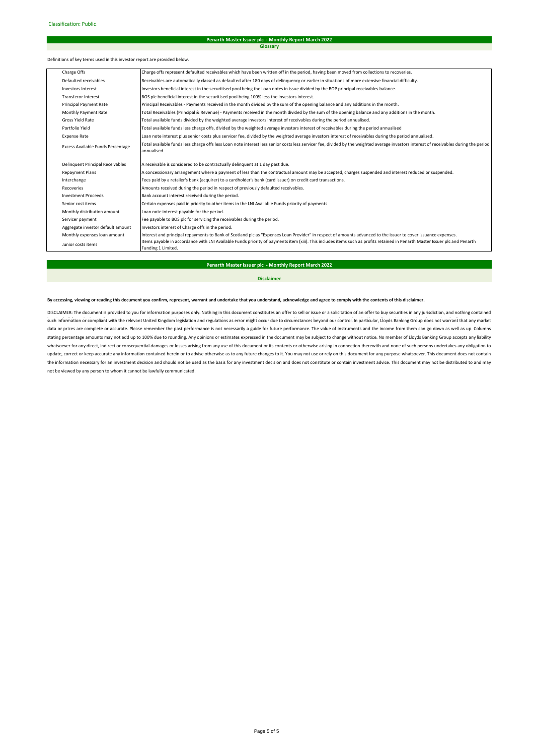Classification: Public

## Penarth Master Issuer plc - Monthly Report March 2022

### Glossary

Definitions of key terms used in this investor report are provided below.

| | |
|---|---|
| Charge Offs | Charge offs represent defaulted receivables which have been written off in the period, having been moved from collections to recoveries. |
| Defaulted receivables | Receivables are automatically classed as defaulted after 180 days of delinquency or earlier in situations of more extensive financial difficulty. |
| Investors Interest | Investors beneficial interest in the securitised pool being the Loan notes in issue divided by the BOP principal receivables balance. |
| Transferor Interest | BOS plc beneficial interest in the securitised pool being 100% less the Investors interest. |
| Principal Payment Rate | Principal Receivables - Payments received in the month divided by the sum of the opening balance and any additions in the month. |
| Monthly Payment Rate | Total Receivables (Principal & Revenue) - Payments received in the month divided by the sum of the opening balance and any additions in the month. |
| Gross Yield Rate | Total available funds divided by the weighted average investors interest of receivables during the period annualised. |
| Portfolio Yield | Total available funds less charge offs, divided by the weighted average investors interest of receivables during the period annualised |
| Expense Rate | Loan note interest plus senior costs plus servicer fee, divided by the weighted average investors interest of receivables during the period annualised. |
| Excess Available Funds Percentage | Total available funds less charge offs less Loan note interest less senior costs less servicer fee, divided by the weighted average investors interest of receivables during the period annualised. |
| Delinquent Principal Receivables | A receivable is considered to be contractually delinquent at 1 day past due. |
| Repayment Plans | A concessionary arrangement where a payment of less than the contractual amount may be accepted, charges suspended and interest reduced or suspended. |
| Interchange | Fees paid by a retailer's bank (acquirer) to a cardholder's bank (card issuer) on credit card transactions. |
| Recoveries | Amounts received during the period in respect of previously defaulted receivables. |
| Investment Proceeds | Bank account interest received during the period. |
| Senior cost items | Certain expenses paid in priority to other items in the LNI Available Funds priority of payments. |
| Monthly distribution amount | Loan note interest payable for the period. |
| Servicer payment | Fee payable to BOS plc for servicing the receivables during the period. |
| Aggregate investor default amount | Investors interest of Charge offs in the period. |
| Monthly expenses loan amount | Interest and principal repayments to Bank of Scotland plc as "Expenses Loan Provider" in respect of amounts advanced to the issuer to cover issuance expenses. |
| Junior costs items | Items payable in accordance with LNI Available Funds priority of payments item (xiii). This includes items such as profits retained in Penarth Master Issuer plc and Penarth Funding 1 Limited. |

## Penarth Master Issuer plc - Monthly Report March 2022

### Disclaimer

**By accessing, viewing or reading this document you confirm, represent, warrant and undertake that you understand, acknowledge and agree to comply with the contents of this disclaimer.**

DISCLAIMER: The document is provided to you for information purposes only. Nothing in this document constitutes an offer to sell or issue or a solicitation of an offer to buy securities in any jurisdiction, and nothing contained such information or compliant with the relevant United Kingdom legislation and regulations as error might occur due to circumstances beyond our control. In particular, Lloyds Banking Group does not warrant that any market data or prices are complete or accurate. Please remember the past performance is not necessarily a guide for future performance. The value of instruments and the income from them can go down as well as up. Columns stating percentage amounts may not add up to 100% due to rounding. Any opinions or estimates expressed in the document may be subject to change without notice. No member of Lloyds Banking Group accepts any liability whatsoever for any direct, indirect or consequential damages or losses arising from any use of this document or its contents or otherwise arising in connection therewith and none of such persons undertakes any obligation to update, correct or keep accurate any information contained herein or to advise otherwise as to any future changes to it. You may not use or rely on this document for any purpose whatsoever. This document does not contain the information necessary for an investment decision and should not be used as the basis for any investment decision and does not constitute or contain investment advice. This document may not be distributed to and may not be viewed by any person to whom it cannot be lawfully communicated.